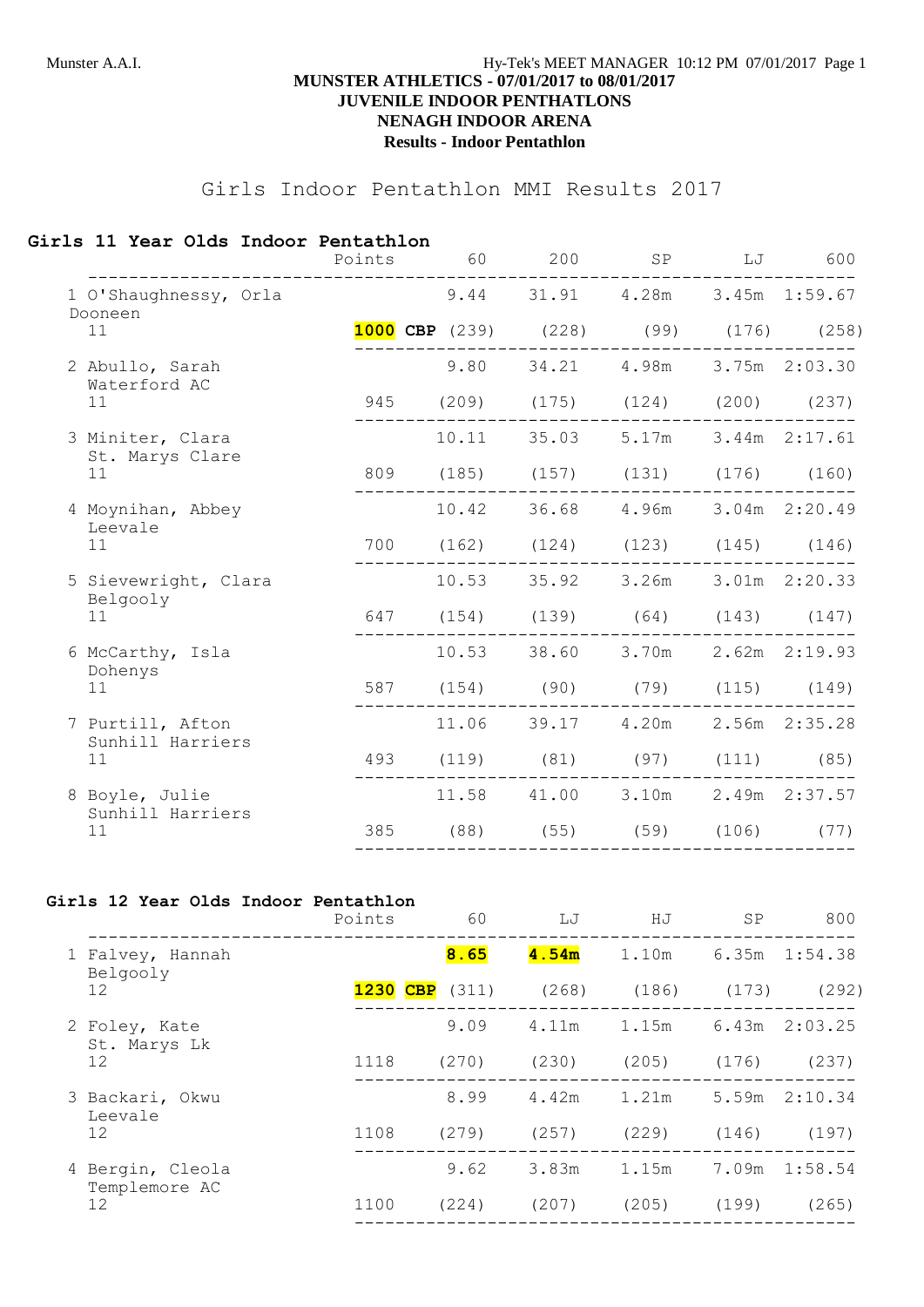**MUNSTER ATHLETICS - 07/01/2017 to 08/01/2017**
**JUVENILE INDOOR PENTATHLONS**
**NENAGH INDOOR ARENA**
**Results - Indoor Pentathlon**

# Girls Indoor Pentathlon MMI Results 2017

## Girls 11 Year Olds Indoor Pentathlon

| Place | Name / Club / Age | Points | 60 | 200 | SP | LJ | 600 |
|---|---|---|---|---|---|---|---|
| 1 | O'Shaughnessy, Orla<br>Dooneen<br>11 | **1000 CBP** | 9.44<br>(239) | 31.91<br>(228) | 4.28m<br>(99) | 3.45m<br>(176) | 1:59.67<br>(258) |
| 2 | Abullo, Sarah<br>Waterford AC<br>11 | 945 | 9.80<br>(209) | 34.21<br>(175) | 4.98m<br>(124) | 3.75m<br>(200) | 2:03.30<br>(237) |
| 3 | Miniter, Clara<br>St. Marys Clare<br>11 | 809 | 10.11<br>(185) | 35.03<br>(157) | 5.17m<br>(131) | 3.44m<br>(176) | 2:17.61<br>(160) |
| 4 | Moynihan, Abbey<br>Leevale<br>11 | 700 | 10.42<br>(162) | 36.68<br>(124) | 4.96m<br>(123) | 3.04m<br>(145) | 2:20.49<br>(146) |
| 5 | Sievewright, Clara<br>Belgooly<br>11 | 647 | 10.53<br>(154) | 35.92<br>(139) | 3.26m<br>(64) | 3.01m<br>(143) | 2:20.33<br>(147) |
| 6 | McCarthy, Isla<br>Dohenys<br>11 | 587 | 10.53<br>(154) | 38.60<br>(90) | 3.70m<br>(79) | 2.62m<br>(115) | 2:19.93<br>(149) |
| 7 | Purtill, Afton<br>Sunhill Harriers<br>11 | 493 | 11.06<br>(119) | 39.17<br>(81) | 4.20m<br>(97) | 2.56m<br>(111) | 2:35.28<br>(85) |
| 8 | Boyle, Julie<br>Sunhill Harriers<br>11 | 385 | 11.58<br>(88) | 41.00<br>(55) | 3.10m<br>(59) | 2.49m<br>(106) | 2:37.57<br>(77) |

## Girls 12 Year Olds Indoor Pentathlon

| Place | Name / Club / Age | Points | 60 | LJ | HJ | SP | 800 |
|---|---|---|---|---|---|---|---|
| 1 | Falvey, Hannah<br>Belgooly<br>12 | **1230 CBP** | **8.65**<br>(311) | **4.54m**<br>(268) | 1.10m<br>(186) | 6.35m<br>(173) | 1:54.38<br>(292) |
| 2 | Foley, Kate<br>St. Marys Lk<br>12 | 1118 | 9.09<br>(270) | 4.11m<br>(230) | 1.15m<br>(205) | 6.43m<br>(176) | 2:03.25<br>(237) |
| 3 | Backari, Okwu<br>Leevale<br>12 | 1108 | 8.99<br>(279) | 4.42m<br>(257) | 1.21m<br>(229) | 5.59m<br>(146) | 2:10.34<br>(197) |
| 4 | Bergin, Cleola<br>Templemore AC<br>12 | 1100 | 9.62<br>(224) | 3.83m<br>(207) | 1.15m<br>(205) | 7.09m<br>(199) | 1:58.54<br>(265) |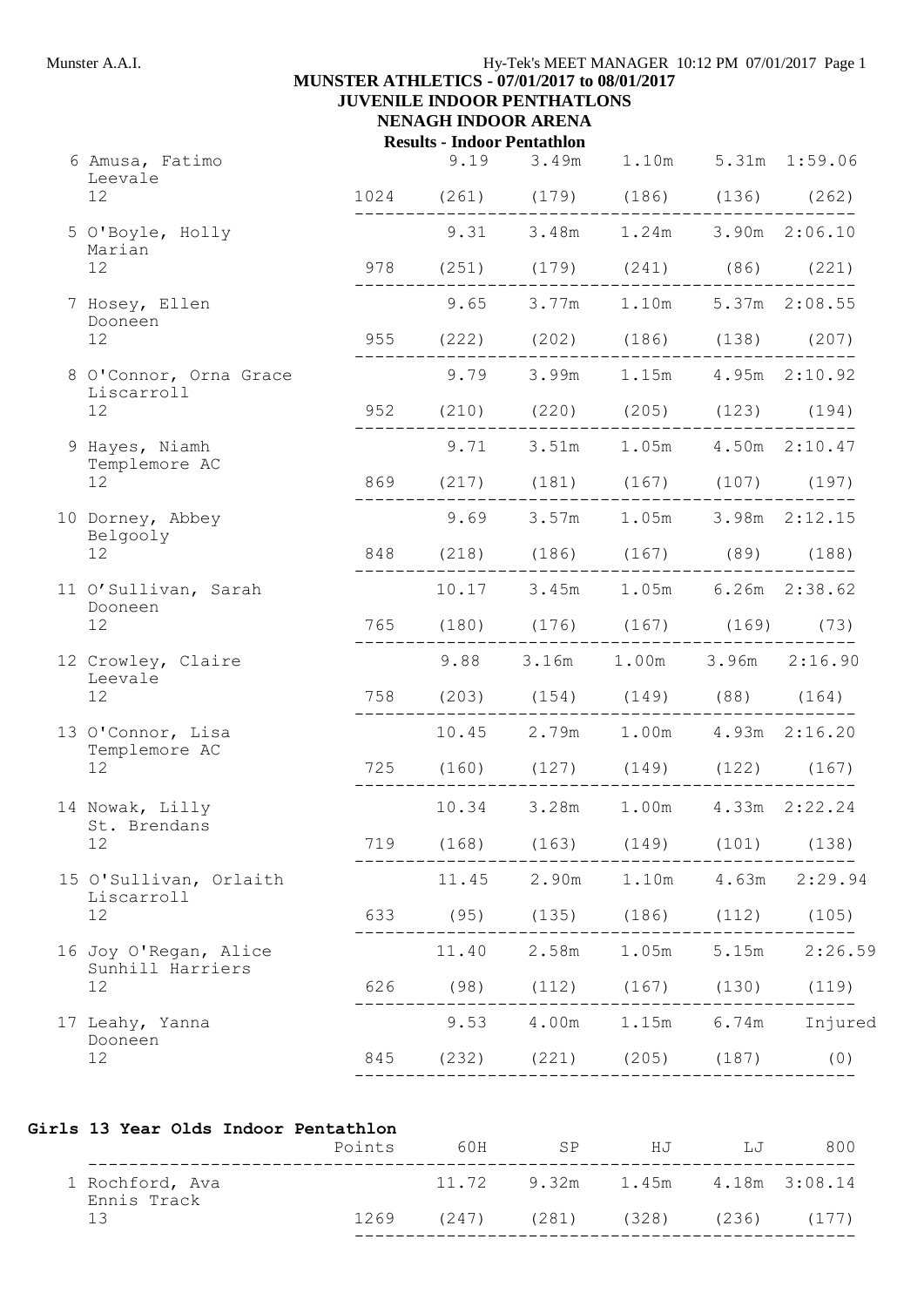**MUNSTER ATHLETICS - 07/01/2017 to 08/01/2017**
**JUVENILE INDOOR PENTATHLONS**
**NENAGH INDOOR ARENA**
**Results - Indoor Pentathlon**

| Place | Name / Club / Age | Points | 60H | SP | HJ | LJ | 800 |
|---|---|---|---|---|---|---|---|
| 6 | Amusa, Fatimo, Leevale, 12 | 1024 | 9.19 (261) | 3.49m (179) | 1.10m (186) | 5.31m (136) | 1:59.06 (262) |
| 5 | O'Boyle, Holly, Marian, 12 | 978 | 9.31 (251) | 3.48m (179) | 1.24m (241) | 3.90m (86) | 2:06.10 (221) |
| 7 | Hosey, Ellen, Dooneen, 12 | 955 | 9.65 (222) | 3.77m (202) | 1.10m (186) | 5.37m (138) | 2:08.55 (207) |
| 8 | O'Connor, Orna Grace, Liscarroll, 12 | 952 | 9.79 (210) | 3.99m (220) | 1.15m (205) | 4.95m (123) | 2:10.92 (194) |
| 9 | Hayes, Niamh, Templemore AC, 12 | 869 | 9.71 (217) | 3.51m (181) | 1.05m (167) | 4.50m (107) | 2:10.47 (197) |
| 10 | Dorney, Abbey, Belgooly, 12 | 848 | 9.69 (218) | 3.57m (186) | 1.05m (167) | 3.98m (89) | 2:12.15 (188) |
| 11 | O'Sullivan, Sarah, Dooneen, 12 | 765 | 10.17 (180) | 3.45m (176) | 1.05m (167) | 6.26m (169) | 2:38.62 (73) |
| 12 | Crowley, Claire, Leevale, 12 | 758 | 9.88 (203) | 3.16m (154) | 1.00m (149) | 3.96m (88) | 2:16.90 (164) |
| 13 | O'Connor, Lisa, Templemore AC, 12 | 725 | 10.45 (160) | 2.79m (127) | 1.00m (149) | 4.93m (122) | 2:16.20 (167) |
| 14 | Nowak, Lilly, St. Brendans, 12 | 719 | 10.34 (168) | 3.28m (163) | 1.00m (149) | 4.33m (101) | 2:22.24 (138) |
| 15 | O'Sullivan, Orlaith, Liscarroll, 12 | 633 | 11.45 (95) | 2.90m (135) | 1.10m (186) | 4.63m (112) | 2:29.94 (105) |
| 16 | Joy O'Regan, Alice, Sunhill Harriers, 12 | 626 | 11.40 (98) | 2.58m (112) | 1.05m (167) | 5.15m (130) | 2:26.59 (119) |
| 17 | Leahy, Yanna, Dooneen, 12 | 845 | 9.53 (232) | 4.00m (221) | 1.15m (205) | 6.74m (187) | Injured (0) |

## Girls 13 Year Olds Indoor Pentathlon

| Place | Name / Club / Age | Points | 60H | SP | HJ | LJ | 800 |
|---|---|---|---|---|---|---|---|
| 1 | Rochford, Ava, Ennis Track, 13 | 1269 | 11.72 (247) | 9.32m (281) | 1.45m (328) | 4.18m (236) | 3:08.14 (177) |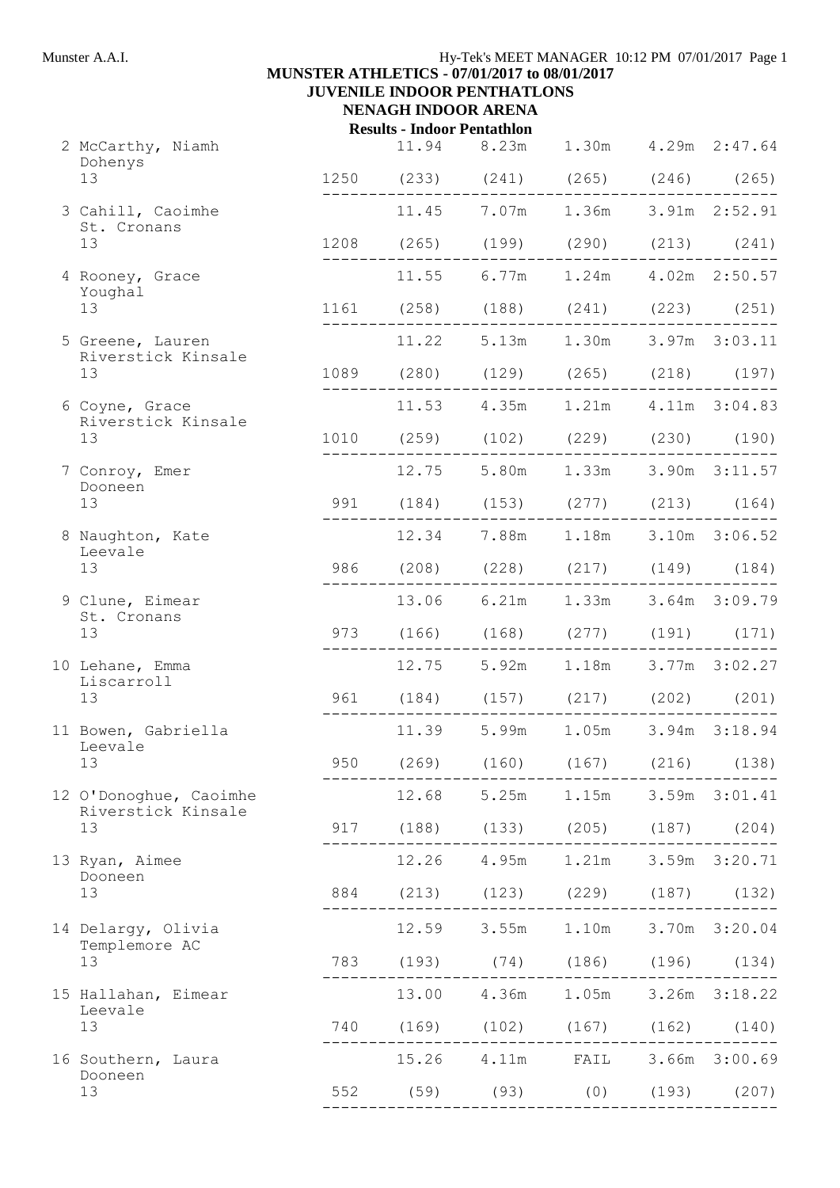**MUNSTER ATHLETICS - 07/01/2017 to 08/01/2017**

**JUVENILE INDOOR PENTATHLONS**

**NENAGH INDOOR ARENA**

**Results - Indoor Pentathlon**

| Place | Name / Club / Age | Points | | | | | |
|---|---|---|---|---|---|---|---|
| 2 | McCarthy, Niamh<br>Dohenys<br>13 | 1250 | 11.94<br>(233) | 8.23m<br>(241) | 1.30m<br>(265) | 4.29m<br>(246) | 2:47.64<br>(265) |
| 3 | Cahill, Caoimhe<br>St. Cronans<br>13 | 1208 | 11.45<br>(265) | 7.07m<br>(199) | 1.36m<br>(290) | 3.91m<br>(213) | 2:52.91<br>(241) |
| 4 | Rooney, Grace<br>Youghal<br>13 | 1161 | 11.55<br>(258) | 6.77m<br>(188) | 1.24m<br>(241) | 4.02m<br>(223) | 2:50.57<br>(251) |
| 5 | Greene, Lauren<br>Riverstick Kinsale<br>13 | 1089 | 11.22<br>(280) | 5.13m<br>(129) | 1.30m<br>(265) | 3.97m<br>(218) | 3:03.11<br>(197) |
| 6 | Coyne, Grace<br>Riverstick Kinsale<br>13 | 1010 | 11.53<br>(259) | 4.35m<br>(102) | 1.21m<br>(229) | 4.11m<br>(230) | 3:04.83<br>(190) |
| 7 | Conroy, Emer<br>Dooneen<br>13 | 991 | 12.75<br>(184) | 5.80m<br>(153) | 1.33m<br>(277) | 3.90m<br>(213) | 3:11.57<br>(164) |
| 8 | Naughton, Kate<br>Leevale<br>13 | 986 | 12.34<br>(208) | 7.88m<br>(228) | 1.18m<br>(217) | 3.10m<br>(149) | 3:06.52<br>(184) |
| 9 | Clune, Eimear<br>St. Cronans<br>13 | 973 | 13.06<br>(166) | 6.21m<br>(168) | 1.33m<br>(277) | 3.64m<br>(191) | 3:09.79<br>(171) |
| 10 | Lehane, Emma<br>Liscarroll<br>13 | 961 | 12.75<br>(184) | 5.92m<br>(157) | 1.18m<br>(217) | 3.77m<br>(202) | 3:02.27<br>(201) |
| 11 | Bowen, Gabriella<br>Leevale<br>13 | 950 | 11.39<br>(269) | 5.99m<br>(160) | 1.05m<br>(167) | 3.94m<br>(216) | 3:18.94<br>(138) |
| 12 | O'Donoghue, Caoimhe<br>Riverstick Kinsale<br>13 | 917 | 12.68<br>(188) | 5.25m<br>(133) | 1.15m<br>(205) | 3.59m<br>(187) | 3:01.41<br>(204) |
| 13 | Ryan, Aimee<br>Dooneen<br>13 | 884 | 12.26<br>(213) | 4.95m<br>(123) | 1.21m<br>(229) | 3.59m<br>(187) | 3:20.71<br>(132) |
| 14 | Delargy, Olivia<br>Templemore AC<br>13 | 783 | 12.59<br>(193) | 3.55m<br>(74) | 1.10m<br>(186) | 3.70m<br>(196) | 3:20.04<br>(134) |
| 15 | Hallahan, Eimear<br>Leevale<br>13 | 740 | 13.00<br>(169) | 4.36m<br>(102) | 1.05m<br>(167) | 3.26m<br>(162) | 3:18.22<br>(140) |
| 16 | Southern, Laura<br>Dooneen<br>13 | 552 | 15.26<br>(59) | 4.11m<br>(93) | FAIL<br>(0) | 3.66m<br>(193) | 3:00.69<br>(207) |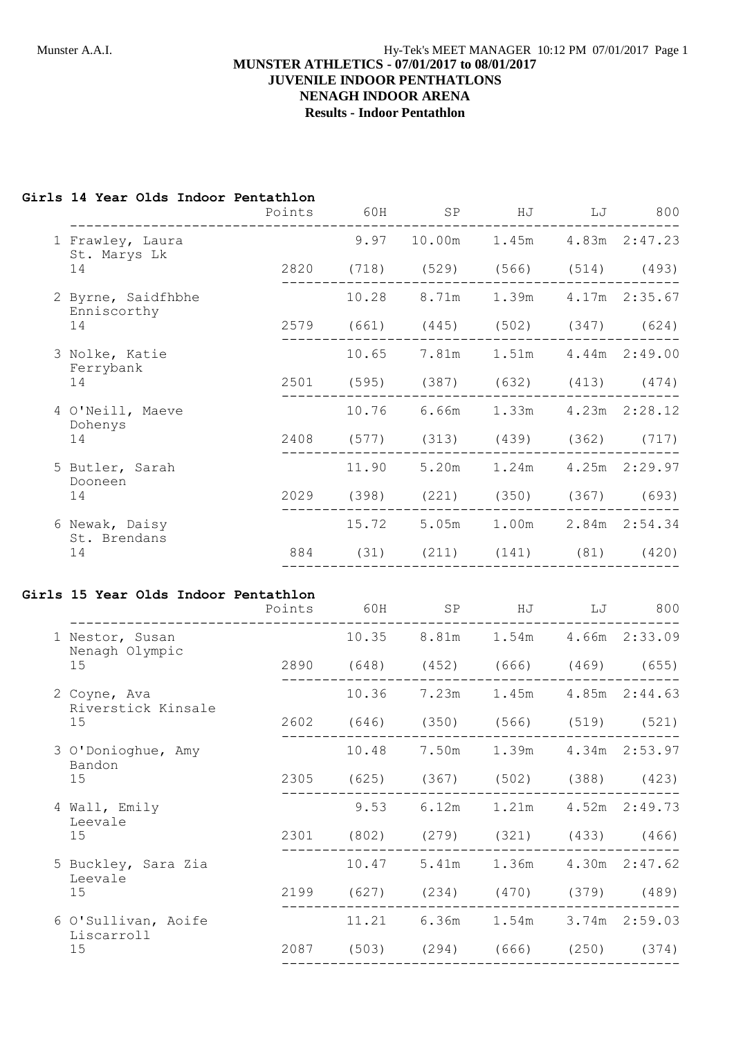**MUNSTER ATHLETICS - 07/01/2017 to 08/01/2017**
**JUVENILE INDOOR PENTHATLONS**
**NENAGH INDOOR ARENA**
**Results - Indoor Pentathlon**

**Girls 14 Year Olds Indoor Pentathlon**

| Place | Name / Club / Age | Points | 60H | SP | HJ | LJ | 800 |
|---|---|---|---|---|---|---|---|
| 1 | Frawley, Laura<br>St. Marys Lk<br>14 | 2820 | 9.97 (718) | 10.00m (529) | 1.45m (566) | 4.83m (514) | 2:47.23 (493) |
| 2 | Byrne, Saidfhbhe<br>Enniscorthy<br>14 | 2579 | 10.28 (661) | 8.71m (445) | 1.39m (502) | 4.17m (347) | 2:35.67 (624) |
| 3 | Nolke, Katie<br>Ferrybank<br>14 | 2501 | 10.65 (595) | 7.81m (387) | 1.51m (632) | 4.44m (413) | 2:49.00 (474) |
| 4 | O'Neill, Maeve<br>Dohenys<br>14 | 2408 | 10.76 (577) | 6.66m (313) | 1.33m (439) | 4.23m (362) | 2:28.12 (717) |
| 5 | Butler, Sarah<br>Dooneen<br>14 | 2029 | 11.90 (398) | 5.20m (221) | 1.24m (350) | 4.25m (367) | 2:29.97 (693) |
| 6 | Newak, Daisy<br>St. Brendans<br>14 | 884 | 15.72 (31) | 5.05m (211) | 1.00m (141) | 2.84m (81) | 2:54.34 (420) |

**Girls 15 Year Olds Indoor Pentathlon**

| Place | Name / Club / Age | Points | 60H | SP | HJ | LJ | 800 |
|---|---|---|---|---|---|---|---|
| 1 | Nestor, Susan<br>Nenagh Olympic<br>15 | 2890 | 10.35 (648) | 8.81m (452) | 1.54m (666) | 4.66m (469) | 2:33.09 (655) |
| 2 | Coyne, Ava<br>Riverstick Kinsale<br>15 | 2602 | 10.36 (646) | 7.23m (350) | 1.45m (566) | 4.85m (519) | 2:44.63 (521) |
| 3 | O'Donioghue, Amy<br>Bandon<br>15 | 2305 | 10.48 (625) | 7.50m (367) | 1.39m (502) | 4.34m (388) | 2:53.97 (423) |
| 4 | Wall, Emily<br>Leevale<br>15 | 2301 | 9.53 (802) | 6.12m (279) | 1.21m (321) | 4.52m (433) | 2:49.73 (466) |
| 5 | Buckley, Sara Zia<br>Leevale<br>15 | 2199 | 10.47 (627) | 5.41m (234) | 1.36m (470) | 4.30m (379) | 2:47.62 (489) |
| 6 | O'Sullivan, Aoife<br>Liscarroll<br>15 | 2087 | 11.21 (503) | 6.36m (294) | 1.54m (666) | 3.74m (250) | 2:59.03 (374) |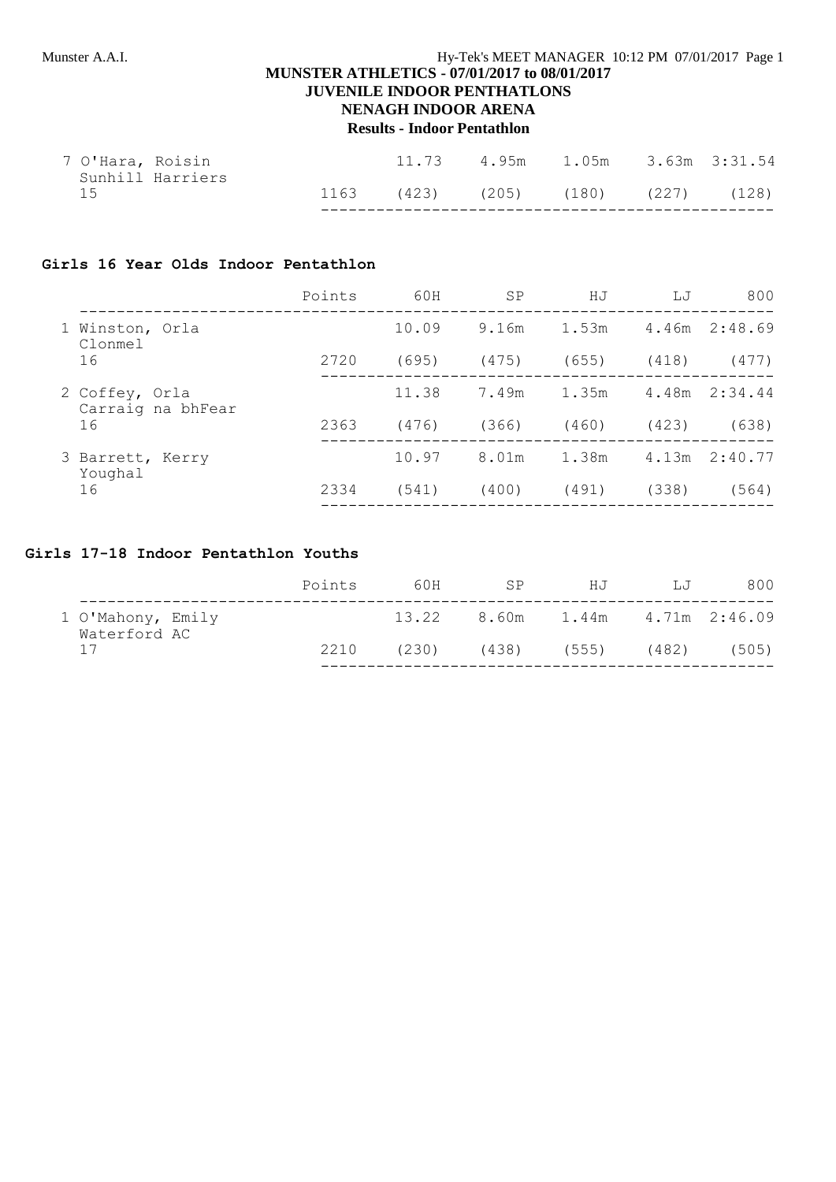| | Points | 60H | SP | HJ | LJ | 800 |
|---|---|---|---|---|---|---|
| 7 O'Hara, Roisin<br>Sunhill Harriers<br>15 | 1163 | 11.73<br>(423) | 4.95m<br>(205) | 1.05m<br>(180) | 3.63m<br>(227) | 3:31.54<br>(128) |

### Girls 16 Year Olds Indoor Pentathlon

| | Points | 60H | SP | HJ | LJ | 800 |
|---|---|---|---|---|---|---|
| 1 Winston, Orla<br>Clonmel<br>16 | 2720 | 10.09<br>(695) | 9.16m<br>(475) | 1.53m<br>(655) | 4.46m<br>(418) | 2:48.69<br>(477) |
| 2 Coffey, Orla<br>Carraig na bhFear<br>16 | 2363 | 11.38<br>(476) | 7.49m<br>(366) | 1.35m<br>(460) | 4.48m<br>(423) | 2:34.44<br>(638) |
| 3 Barrett, Kerry<br>Youghal<br>16 | 2334 | 10.97<br>(541) | 8.01m<br>(400) | 1.38m<br>(491) | 4.13m<br>(338) | 2:40.77<br>(564) |

### Girls 17-18 Indoor Pentathlon Youths

| | Points | 60H | SP | HJ | LJ | 800 |
|---|---|---|---|---|---|---|
| 1 O'Mahony, Emily<br>Waterford AC<br>17 | 2210 | 13.22<br>(230) | 8.60m<br>(438) | 1.44m<br>(555) | 4.71m<br>(482) | 2:46.09<br>(505) |